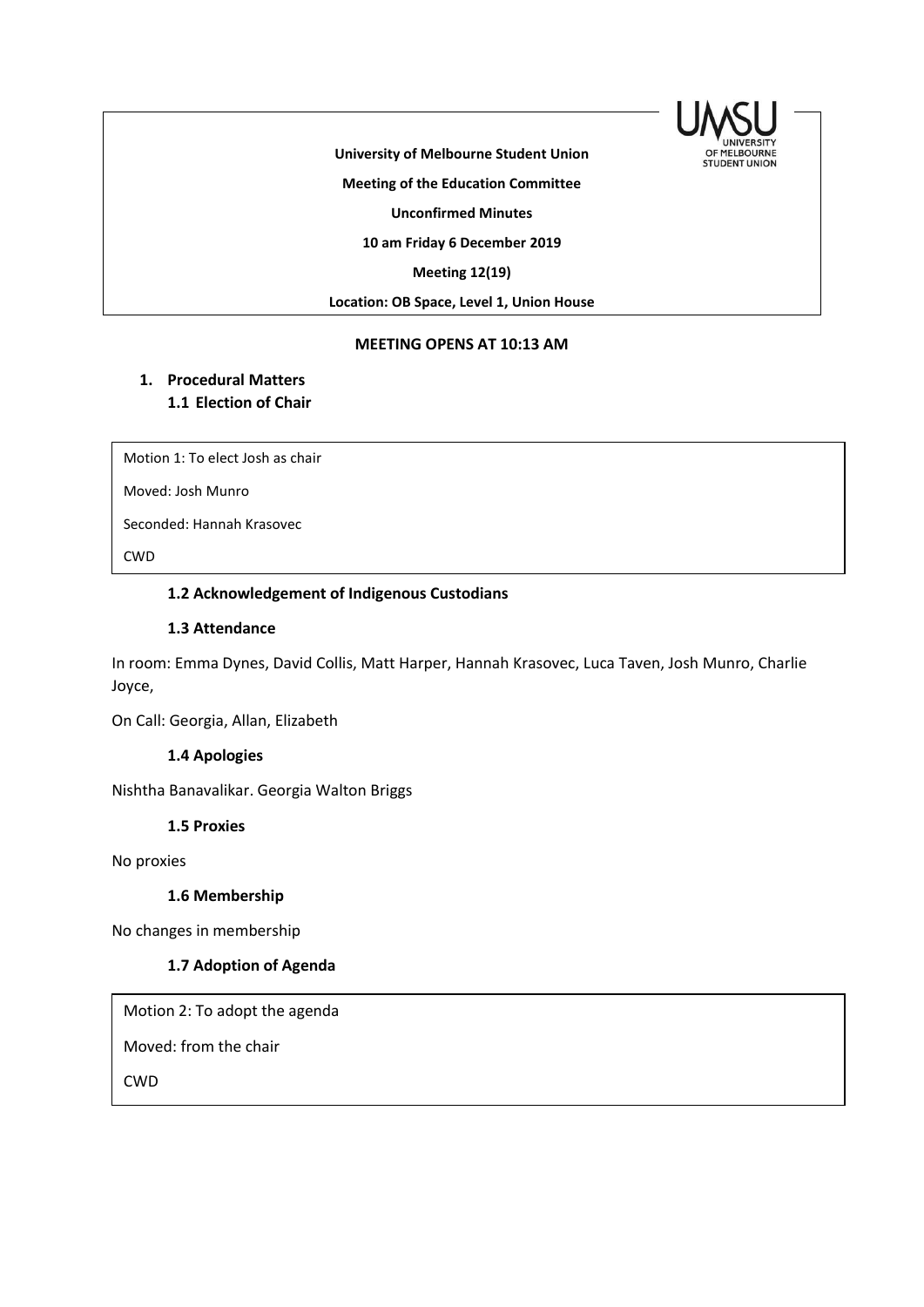**University of Melbourne Student Union**

**Meeting of the Education Committee**

**Unconfirmed Minutes**

**10 am Friday 6 December 2019**

**Meeting 12(19)**

**Location: OB Space, Level 1, Union House**

**MEETING OPENS AT 10:13 AM**

## 1. Procedural Matters

### 1.1 Election of Chair

> Motion 1: To elect Josh as chair
>
> Moved: Josh Munro
>
> Seconded: Hannah Krasovec
>
> CWD

### 1.2 Acknowledgement of Indigenous Custodians

### 1.3 Attendance

In room: Emma Dynes, David Collis, Matt Harper, Hannah Krasovec, Luca Taven, Josh Munro, Charlie Joyce,

On Call: Georgia, Allan, Elizabeth

### 1.4 Apologies

Nishtha Banavalikar. Georgia Walton Briggs

### 1.5 Proxies

No proxies

### 1.6 Membership

No changes in membership

### 1.7 Adoption of Agenda

> Motion 2: To adopt the agenda
>
> Moved: from the chair
>
> CWD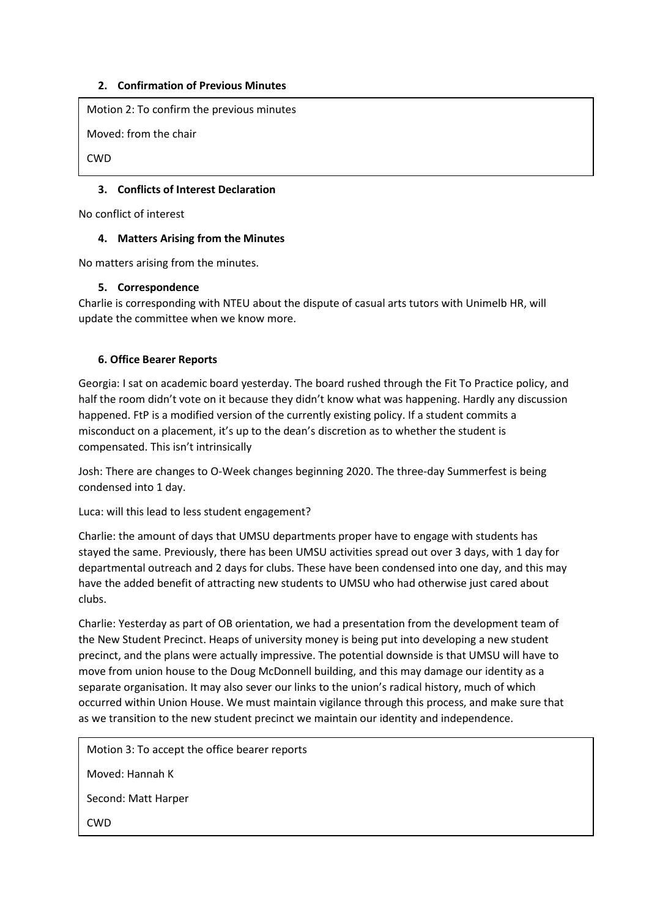## 2. Confirmation of Previous Minutes

Motion 2: To confirm the previous minutes

Moved: from the chair

CWD

## 3. Conflicts of Interest Declaration

No conflict of interest

## 4. Matters Arising from the Minutes

No matters arising from the minutes.

## 5. Correspondence

Charlie is corresponding with NTEU about the dispute of casual arts tutors with Unimelb HR, will update the committee when we know more.

## 6. Office Bearer Reports

Georgia: I sat on academic board yesterday. The board rushed through the Fit To Practice policy, and half the room didn't vote on it because they didn't know what was happening. Hardly any discussion happened. FtP is a modified version of the currently existing policy. If a student commits a misconduct on a placement, it's up to the dean's discretion as to whether the student is compensated. This isn't intrinsically

Josh: There are changes to O-Week changes beginning 2020. The three-day Summerfest is being condensed into 1 day.

Luca: will this lead to less student engagement?

Charlie: the amount of days that UMSU departments proper have to engage with students has stayed the same. Previously, there has been UMSU activities spread out over 3 days, with 1 day for departmental outreach and 2 days for clubs. These have been condensed into one day, and this may have the added benefit of attracting new students to UMSU who had otherwise just cared about clubs.

Charlie: Yesterday as part of OB orientation, we had a presentation from the development team of the New Student Precinct. Heaps of university money is being put into developing a new student precinct, and the plans were actually impressive. The potential downside is that UMSU will have to move from union house to the Doug McDonnell building, and this may damage our identity as a separate organisation. It may also sever our links to the union's radical history, much of which occurred within Union House. We must maintain vigilance through this process, and make sure that as we transition to the new student precinct we maintain our identity and independence.

Motion 3: To accept the office bearer reports

Moved: Hannah K

Second: Matt Harper

CWD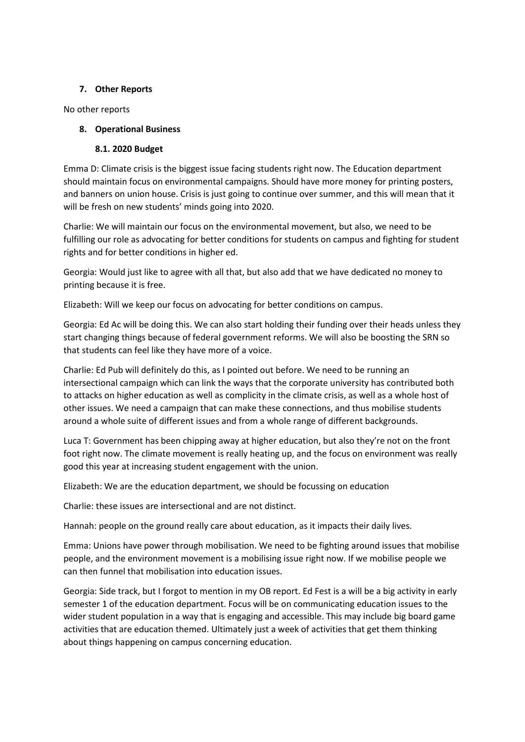## 7. Other Reports

No other reports

## 8. Operational Business

### 8.1. 2020 Budget

Emma D: Climate crisis is the biggest issue facing students right now. The Education department should maintain focus on environmental campaigns. Should have more money for printing posters, and banners on union house. Crisis is just going to continue over summer, and this will mean that it will be fresh on new students' minds going into 2020.

Charlie: We will maintain our focus on the environmental movement, but also, we need to be fulfilling our role as advocating for better conditions for students on campus and fighting for student rights and for better conditions in higher ed.

Georgia: Would just like to agree with all that, but also add that we have dedicated no money to printing because it is free.

Elizabeth: Will we keep our focus on advocating for better conditions on campus.

Georgia: Ed Ac will be doing this. We can also start holding their funding over their heads unless they start changing things because of federal government reforms. We will also be boosting the SRN so that students can feel like they have more of a voice.

Charlie: Ed Pub will definitely do this, as I pointed out before. We need to be running an intersectional campaign which can link the ways that the corporate university has contributed both to attacks on higher education as well as complicity in the climate crisis, as well as a whole host of other issues. We need a campaign that can make these connections, and thus mobilise students around a whole suite of different issues and from a whole range of different backgrounds.

Luca T: Government has been chipping away at higher education, but also they're not on the front foot right now. The climate movement is really heating up, and the focus on environment was really good this year at increasing student engagement with the union.

Elizabeth: We are the education department, we should be focussing on education

Charlie: these issues are intersectional and are not distinct.

Hannah: people on the ground really care about education, as it impacts their daily lives.

Emma: Unions have power through mobilisation. We need to be fighting around issues that mobilise people, and the environment movement is a mobilising issue right now. If we mobilise people we can then funnel that mobilisation into education issues.

Georgia: Side track, but I forgot to mention in my OB report. Ed Fest is a will be a big activity in early semester 1 of the education department. Focus will be on communicating education issues to the wider student population in a way that is engaging and accessible. This may include big board game activities that are education themed. Ultimately just a week of activities that get them thinking about things happening on campus concerning education.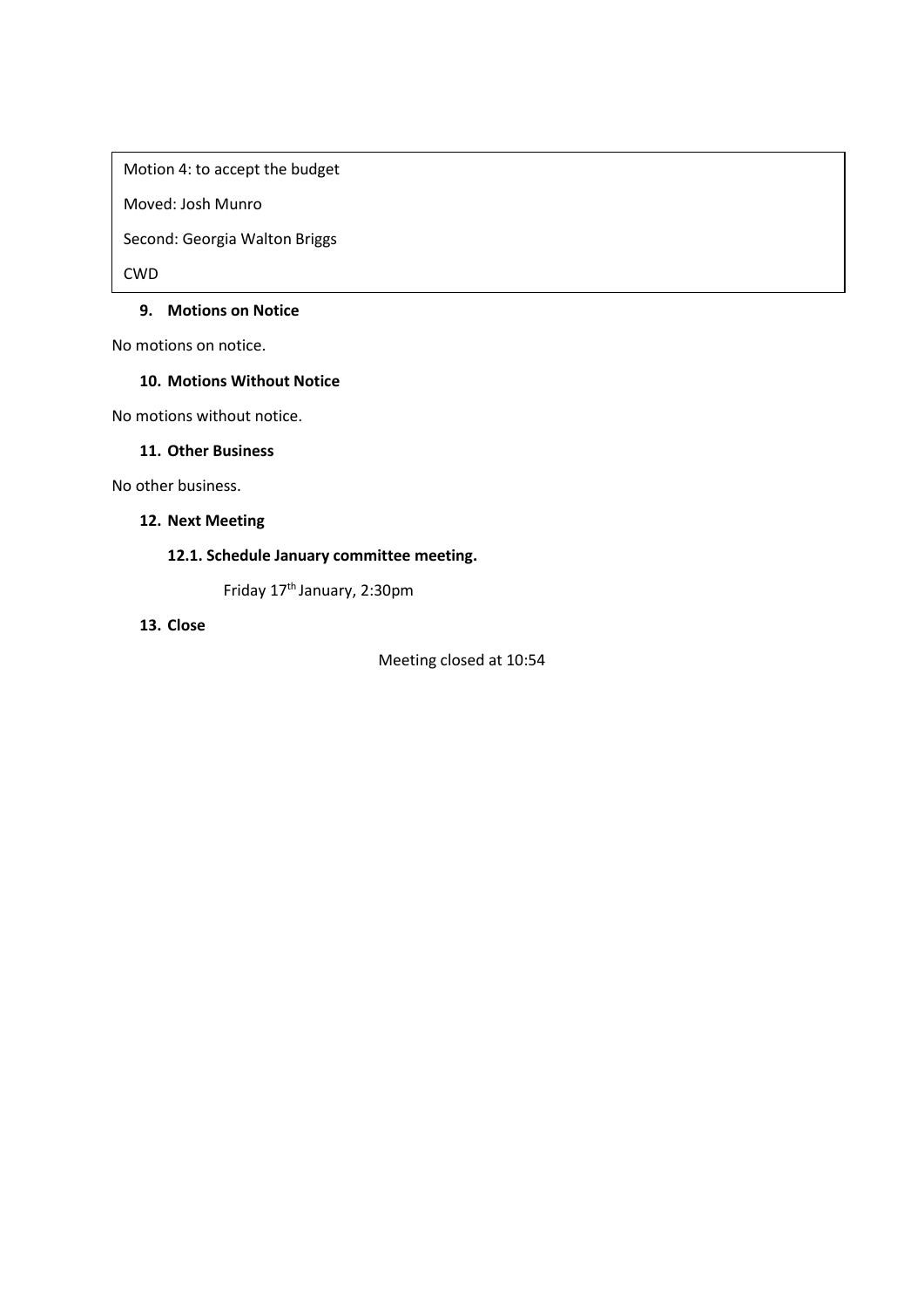Motion 4: to accept the budget

Moved: Josh Munro

Second: Georgia Walton Briggs

CWD

## 9. Motions on Notice

No motions on notice.

## 10. Motions Without Notice

No motions without notice.

## 11. Other Business

No other business.

## 12. Next Meeting

### 12.1. Schedule January committee meeting.

Friday 17th January, 2:30pm

## 13. Close

Meeting closed at 10:54